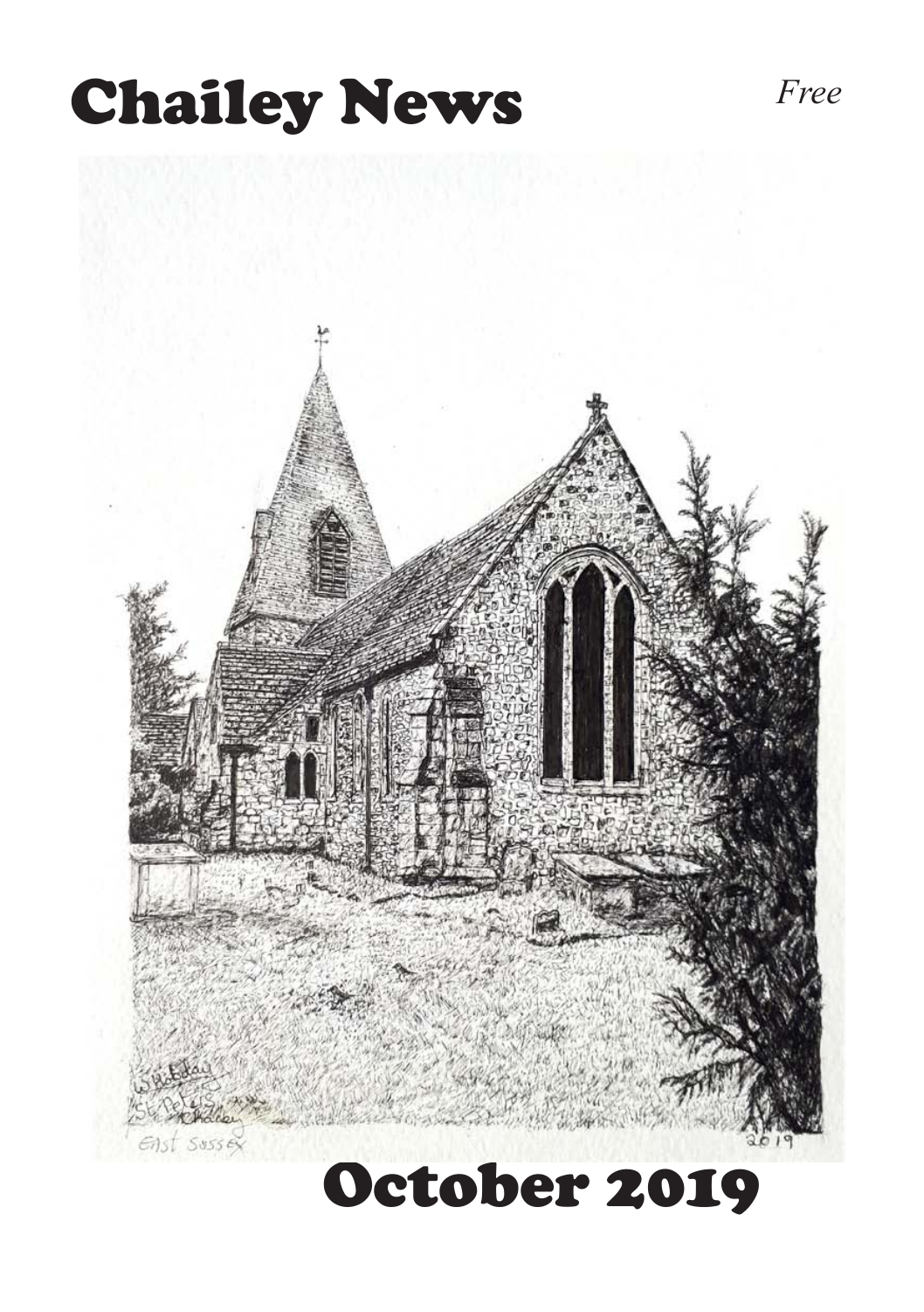# Chailey News

*Free*

# October 2019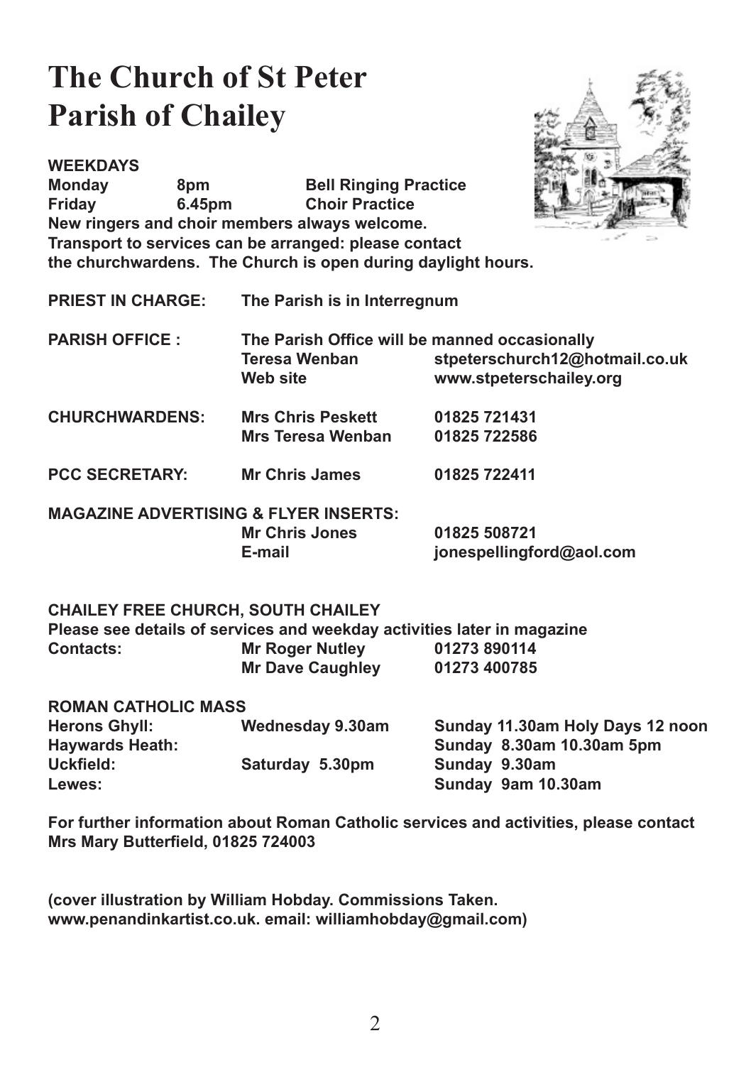# The Church of St Peter
# Parish of Chailey

**WEEKDAYS**

| | | |
|---|---|---|
| **Monday** | **8pm** | **Bell Ringing Practice** |
| **Friday** | **6.45pm** | **Choir Practice** |

**New ringers and choir members always welcome.**
**Transport to services can be arranged: please contact the churchwardens. The Church is open during daylight hours.**

**PRIEST IN CHARGE:** **The Parish is in Interregnum**

**PARISH OFFICE :** **The Parish Office will be manned occasionally**

| | | |
|---|---|---|
| | **Teresa Wenban** | **stpeterschurch12@hotmail.co.uk** |
| | **Web site** | **www.stpeterschailey.org** |
| **CHURCHWARDENS:** | **Mrs Chris Peskett** | **01825 721431** |
| | **Mrs Teresa Wenban** | **01825 722586** |
| **PCC SECRETARY:** | **Mr Chris James** | **01825 722411** |

**MAGAZINE ADVERTISING & FLYER INSERTS:**

| | | |
|---|---|---|
| | **Mr Chris Jones** | **01825 508721** |
| | **E-mail** | **jonespellingford@aol.com** |

**CHAILEY FREE CHURCH, SOUTH CHAILEY**
**Please see details of services and weekday activities later in magazine**

| | | |
|---|---|---|
| **Contacts:** | **Mr Roger Nutley** | **01273 890114** |
| | **Mr Dave Caughley** | **01273 400785** |

**ROMAN CATHOLIC MASS**

| | | |
|---|---|---|
| **Herons Ghyll:** | **Wednesday 9.30am** | **Sunday 11.30am Holy Days 12 noon** |
| **Haywards Heath:** | | **Sunday 8.30am 10.30am 5pm** |
| **Uckfield:** | **Saturday 5.30pm** | **Sunday 9.30am** |
| **Lewes:** | | **Sunday 9am 10.30am** |

**For further information about Roman Catholic services and activities, please contact Mrs Mary Butterfield, 01825 724003**

**(cover illustration by William Hobday. Commissions Taken. www.penandinkartist.co.uk. email: williamhobday@gmail.com)**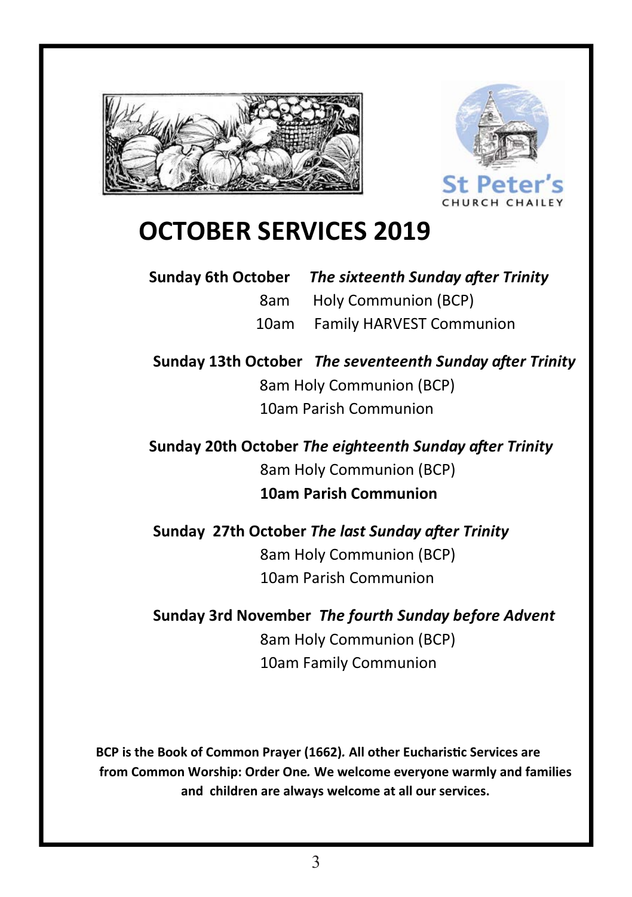St Peter's
CHURCH CHAILEY

# OCTOBER SERVICES 2019

**Sunday 6th October** ***The sixteenth Sunday after Trinity***

8am Holy Communion (BCP)

10am Family HARVEST Communion

**Sunday 13th October** ***The seventeenth Sunday after Trinity***

8am Holy Communion (BCP)

10am Parish Communion

**Sunday 20th October** ***The eighteenth Sunday after Trinity***

8am Holy Communion (BCP)

**10am Parish Communion**

**Sunday 27th October** ***The last Sunday after Trinity***

8am Holy Communion (BCP)

10am Parish Communion

**Sunday 3rd November** ***The fourth Sunday before Advent***

8am Holy Communion (BCP)

10am Family Communion

**BCP is the Book of Common Prayer (1662). All other Eucharistic Services are from Common Worship: Order One. We welcome everyone warmly and families and children are always welcome at all our services.**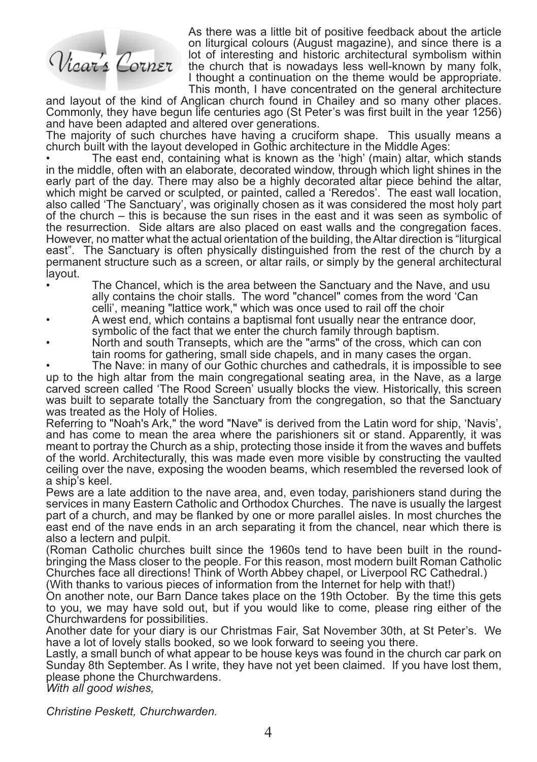# Vicar's Corner

As there was a little bit of positive feedback about the article on liturgical colours (August magazine), and since there is a lot of interesting and historic architectural symbolism within the church that is nowadays less well-known by many folk, I thought a continuation on the theme would be appropriate. This month, I have concentrated on the general architecture and layout of the kind of Anglican church found in Chailey and so many other places. Commonly, they have begun life centuries ago (St Peter's was first built in the year 1256) and have been adapted and altered over generations.

The majority of such churches have having a cruciform shape. This usually means a church built with the layout developed in Gothic architecture in the Middle Ages:

- The east end, containing what is known as the 'high' (main) altar, which stands in the middle, often with an elaborate, decorated window, through which light shines in the early part of the day. There may also be a highly decorated altar piece behind the altar, which might be carved or sculpted, or painted, called a 'Reredos'. The east wall location, also called 'The Sanctuary', was originally chosen as it was considered the most holy part of the church – this is because the sun rises in the east and it was seen as symbolic of the resurrection. Side altars are also placed on east walls and the congregation faces. However, no matter what the actual orientation of the building, the Altar direction is "liturgical east". The Sanctuary is often physically distinguished from the rest of the church by a permanent structure such as a screen, or altar rails, or simply by the general architectural layout.
- The Chancel, which is the area between the Sanctuary and the Nave, and usually contains the choir stalls. The word "chancel" comes from the word 'Cancelli', meaning "lattice work," which was once used to rail off the choir
- A west end, which contains a baptismal font usually near the entrance door, symbolic of the fact that we enter the church family through baptism.
- North and south Transepts, which are the "arms" of the cross, which can contain rooms for gathering, small side chapels, and in many cases the organ.
- The Nave: in many of our Gothic churches and cathedrals, it is impossible to see up to the high altar from the main congregational seating area, in the Nave, as a large carved screen called 'The Rood Screen' usually blocks the view. Historically, this screen was built to separate totally the Sanctuary from the congregation, so that the Sanctuary was treated as the Holy of Holies.

Referring to "Noah's Ark," the word "Nave" is derived from the Latin word for ship, 'Navis', and has come to mean the area where the parishioners sit or stand. Apparently, it was meant to portray the Church as a ship, protecting those inside it from the waves and buffets of the world. Architecturally, this was made even more visible by constructing the vaulted ceiling over the nave, exposing the wooden beams, which resembled the reversed look of a ship's keel.

Pews are a late addition to the nave area, and, even today, parishioners stand during the services in many Eastern Catholic and Orthodox Churches. The nave is usually the largest part of a church, and may be flanked by one or more parallel aisles. In most churches the east end of the nave ends in an arch separating it from the chancel, near which there is also a lectern and pulpit.

(Roman Catholic churches built since the 1960s tend to have been built in the round- bringing the Mass closer to the people. For this reason, most modern built Roman Catholic Churches face all directions! Think of Worth Abbey chapel, or Liverpool RC Cathedral.)

(With thanks to various pieces of information from the Internet for help with that!)

On another note, our Barn Dance takes place on the 19th October. By the time this gets to you, we may have sold out, but if you would like to come, please ring either of the Churchwardens for possibilities.

Another date for your diary is our Christmas Fair, Sat November 30th, at St Peter's. We have a lot of lovely stalls booked, so we look forward to seeing you there.

Lastly, a small bunch of what appear to be house keys was found in the church car park on Sunday 8th September. As I write, they have not yet been claimed. If you have lost them, please phone the Churchwardens.

*With all good wishes,*

*Christine Peskett, Churchwarden.*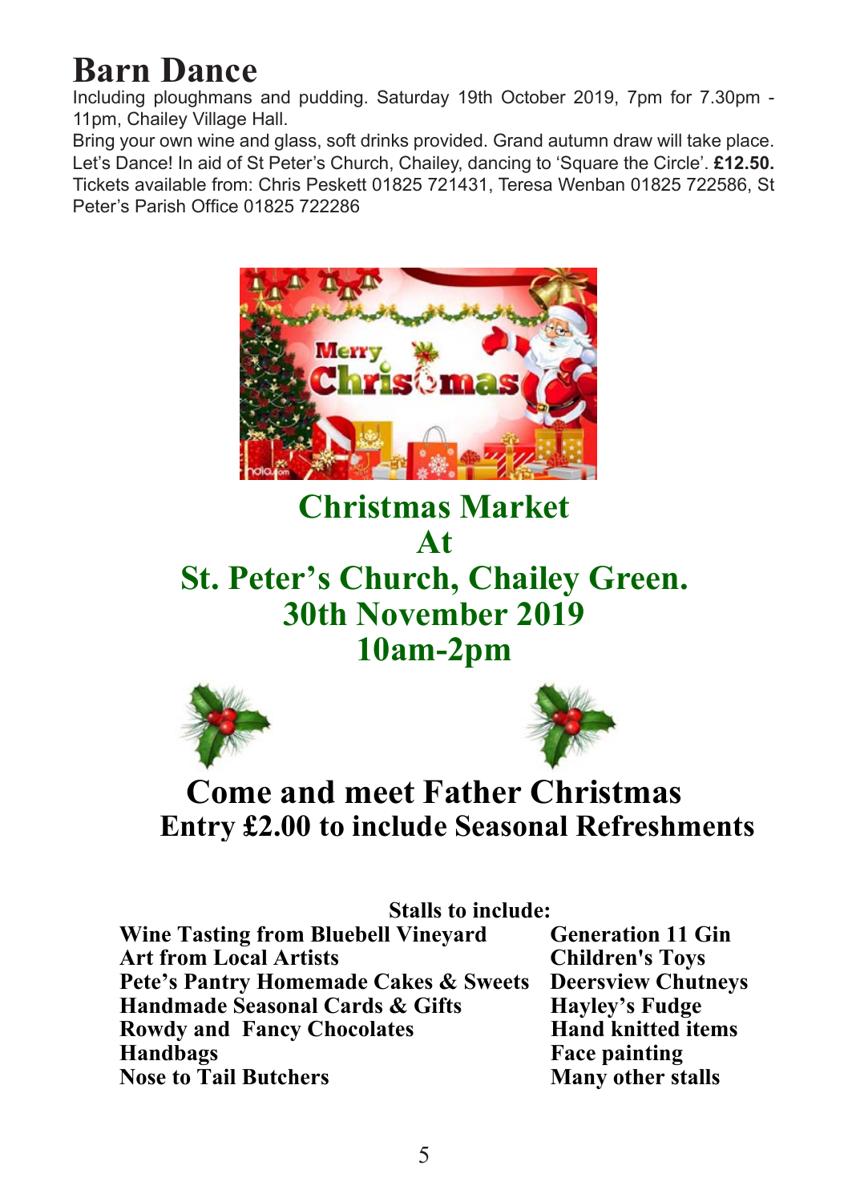# Barn Dance

Including ploughmans and pudding. Saturday 19th October 2019, 7pm for 7.30pm - 11pm, Chailey Village Hall.

Bring your own wine and glass, soft drinks provided. Grand autumn draw will take place. Let's Dance! In aid of St Peter's Church, Chailey, dancing to 'Square the Circle'. **£12.50.** Tickets available from: Chris Peskett 01825 721431, Teresa Wenban 01825 722586, St Peter's Parish Office 01825 722286

## Christmas Market At St. Peter's Church, Chailey Green. 30th November 2019 10am-2pm

## Come and meet Father Christmas

**Entry £2.00 to include Seasonal Refreshments**

**Stalls to include:**

- Wine Tasting from Bluebell Vineyard
- Art from Local Artists
- Pete's Pantry Homemade Cakes & Sweets
- Handmade Seasonal Cards & Gifts
- Rowdy and Fancy Chocolates
- Handbags
- Nose to Tail Butchers
- Generation 11 Gin
- Children's Toys
- Deersview Chutneys
- Hayley's Fudge
- Hand knitted items
- Face painting
- Many other stalls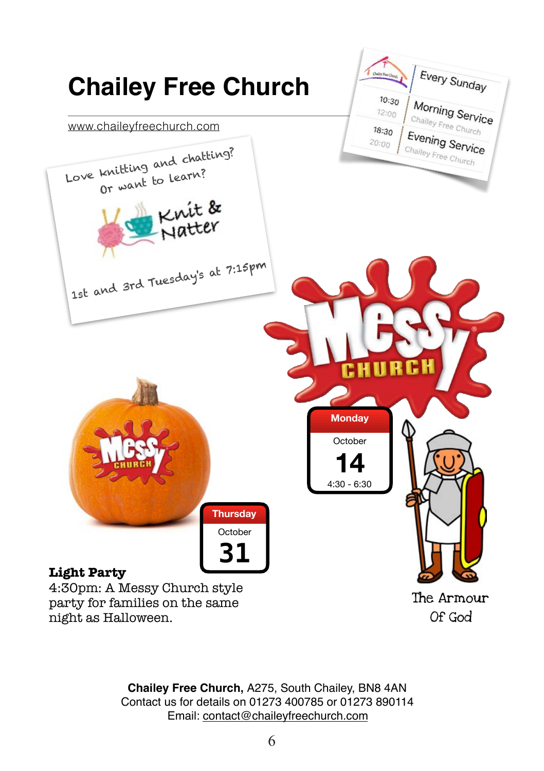# Chailey Free Church

www.chaileyfreechurch.com

Every Sunday

| | |
|---|---|
| 10:30 – 12:00 | Morning Service, Chailey Free Church |
| 18:30 – 20:00 | Evening Service, Chailey Free Church |

Love knitting and chatting?
Or want to learn?

Knit & Natter

1st and 3rd Tuesday's at 7:15pm

Messy Church

Monday
October
14
4:30 - 6:30

The Armour Of God

Thursday
October
31

**Light Party**
4:30pm: A Messy Church style party for families on the same night as Halloween.

**Chailey Free Church,** A275, South Chailey, BN8 4AN
Contact us for details on 01273 400785 or 01273 890114
Email: contact@chaileyfreechurch.com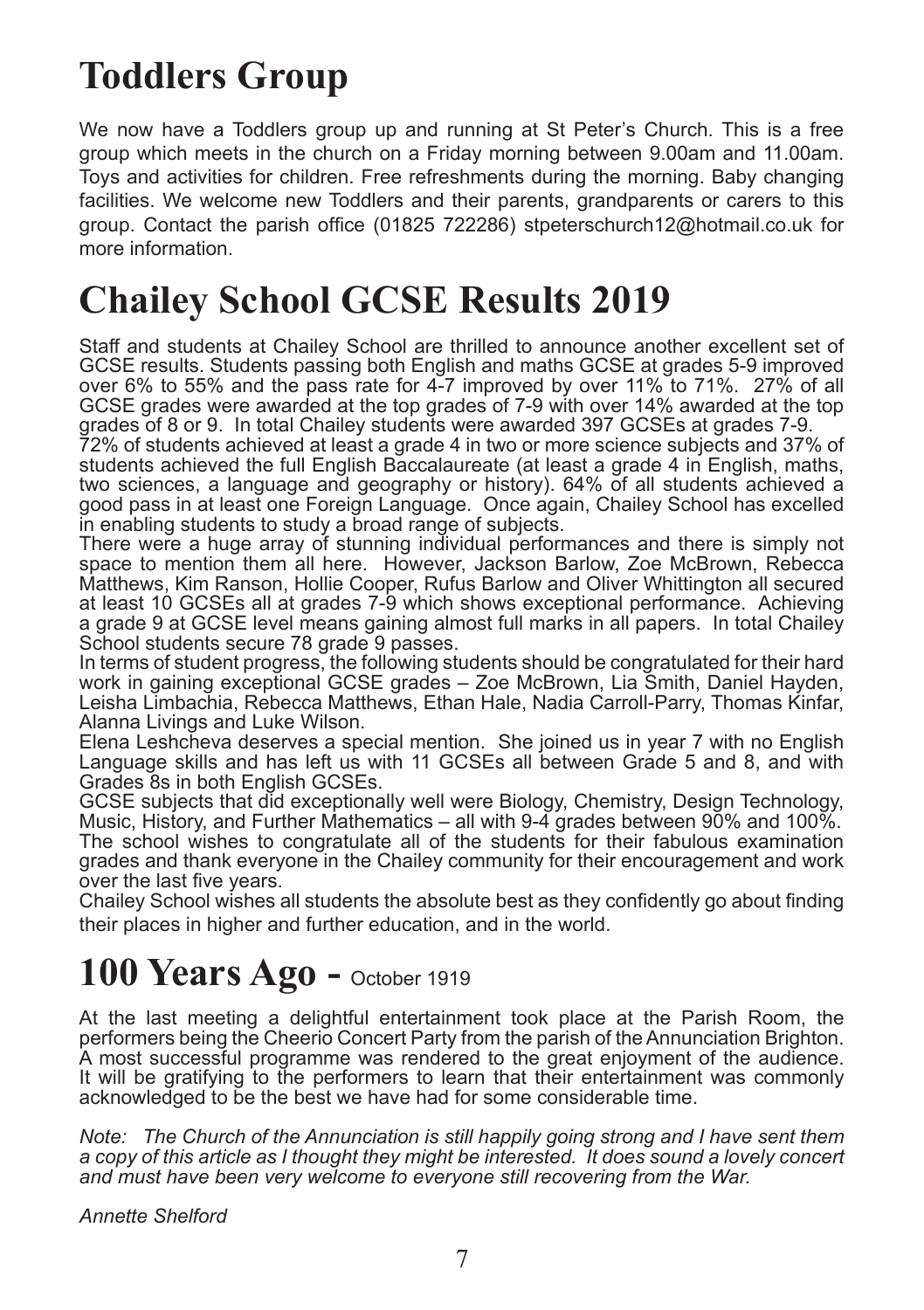# Toddlers Group

We now have a Toddlers group up and running at St Peter's Church. This is a free group which meets in the church on a Friday morning between 9.00am and 11.00am. Toys and activities for children. Free refreshments during the morning. Baby changing facilities. We welcome new Toddlers and their parents, grandparents or carers to this group. Contact the parish office (01825 722286) stpeterschurch12@hotmail.co.uk for more information.

# Chailey School GCSE Results 2019

Staff and students at Chailey School are thrilled to announce another excellent set of GCSE results. Students passing both English and maths GCSE at grades 5-9 improved over 6% to 55% and the pass rate for 4-7 improved by over 11% to 71%. 27% of all GCSE grades were awarded at the top grades of 7-9 with over 14% awarded at the top grades of 8 or 9. In total Chailey students were awarded 397 GCSEs at grades 7-9.

72% of students achieved at least a grade 4 in two or more science subjects and 37% of students achieved the full English Baccalaureate (at least a grade 4 in English, maths, two sciences, a language and geography or history). 64% of all students achieved a good pass in at least one Foreign Language. Once again, Chailey School has excelled in enabling students to study a broad range of subjects.

There were a huge array of stunning individual performances and there is simply not space to mention them all here. However, Jackson Barlow, Zoe McBrown, Rebecca Matthews, Kim Ranson, Hollie Cooper, Rufus Barlow and Oliver Whittington all secured at least 10 GCSEs all at grades 7-9 which shows exceptional performance. Achieving a grade 9 at GCSE level means gaining almost full marks in all papers. In total Chailey School students secure 78 grade 9 passes.

In terms of student progress, the following students should be congratulated for their hard work in gaining exceptional GCSE grades – Zoe McBrown, Lia Smith, Daniel Hayden, Leisha Limbachia, Rebecca Matthews, Ethan Hale, Nadia Carroll-Parry, Thomas Kinfar, Alanna Livings and Luke Wilson.

Elena Leshcheva deserves a special mention. She joined us in year 7 with no English Language skills and has left us with 11 GCSEs all between Grade 5 and 8, and with Grades 8s in both English GCSEs.

GCSE subjects that did exceptionally well were Biology, Chemistry, Design Technology, Music, History, and Further Mathematics – all with 9-4 grades between 90% and 100%.

The school wishes to congratulate all of the students for their fabulous examination grades and thank everyone in the Chailey community for their encouragement and work over the last five years.

Chailey School wishes all students the absolute best as they confidently go about finding their places in higher and further education, and in the world.

# 100 Years Ago - October 1919

At the last meeting a delightful entertainment took place at the Parish Room, the performers being the Cheerio Concert Party from the parish of the Annunciation Brighton. A most successful programme was rendered to the great enjoyment of the audience. It will be gratifying to the performers to learn that their entertainment was commonly acknowledged to be the best we have had for some considerable time.

*Note: The Church of the Annunciation is still happily going strong and I have sent them a copy of this article as I thought they might be interested. It does sound a lovely concert and must have been very welcome to everyone still recovering from the War.*

*Annette Shelford*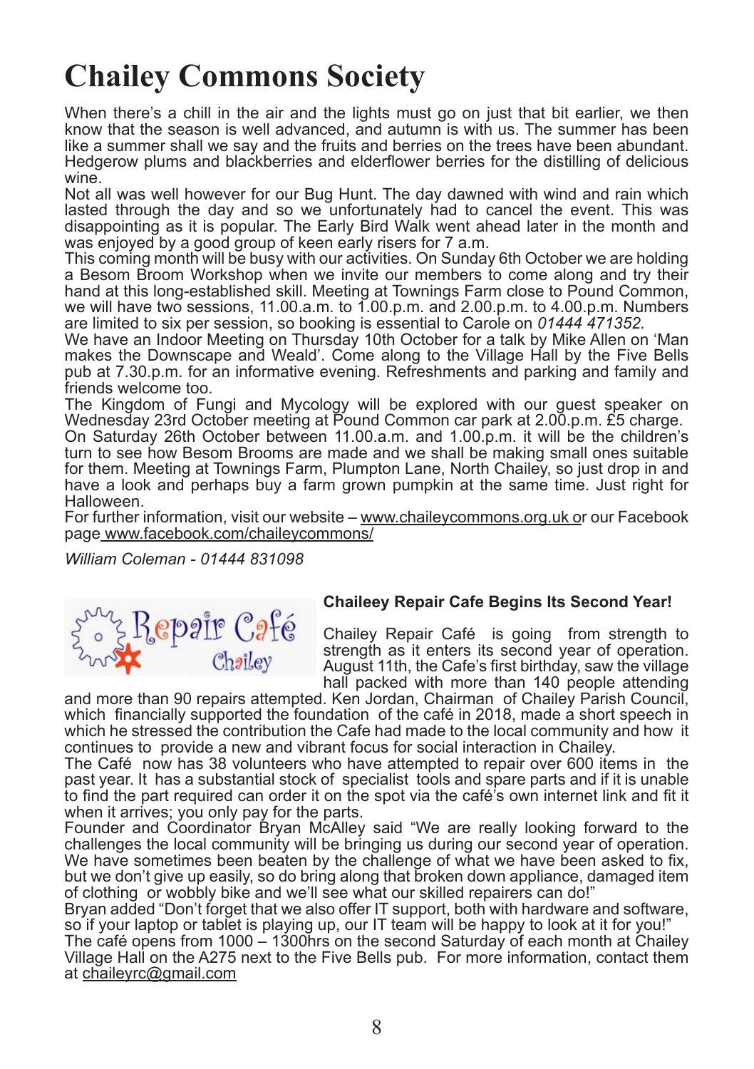# Chailey Commons Society

When there's a chill in the air and the lights must go on just that bit earlier, we then know that the season is well advanced, and autumn is with us. The summer has been like a summer shall we say and the fruits and berries on the trees have been abundant. Hedgerow plums and blackberries and elderflower berries for the distilling of delicious wine.

Not all was well however for our Bug Hunt. The day dawned with wind and rain which lasted through the day and so we unfortunately had to cancel the event. This was disappointing as it is popular. The Early Bird Walk went ahead later in the month and was enjoyed by a good group of keen early risers for 7 a.m.

This coming month will be busy with our activities. On Sunday 6th October we are holding a Besom Broom Workshop when we invite our members to come along and try their hand at this long-established skill. Meeting at Townings Farm close to Pound Common, we will have two sessions, 11.00.a.m. to 1.00.p.m. and 2.00.p.m. to 4.00.p.m. Numbers are limited to six per session, so booking is essential to Carole on *01444 471352.*

We have an Indoor Meeting on Thursday 10th October for a talk by Mike Allen on 'Man makes the Downscape and Weald'. Come along to the Village Hall by the Five Bells pub at 7.30.p.m. for an informative evening. Refreshments and parking and family and friends welcome too.

The Kingdom of Fungi and Mycology will be explored with our guest speaker on Wednesday 23rd October meeting at Pound Common car park at 2.00.p.m. £5 charge.

On Saturday 26th October between 11.00.a.m. and 1.00.p.m. it will be the children's turn to see how Besom Brooms are made and we shall be making small ones suitable for them. Meeting at Townings Farm, Plumpton Lane, North Chailey, so just drop in and have a look and perhaps buy a farm grown pumpkin at the same time. Just right for Halloween.

For further information, visit our website – www.chaileycommons.org.uk or our Facebook page www.facebook.com/chaileycommons/

*William Coleman - 01444 831098*

Repair Café Chailey

**Chaileey Repair Cafe Begins Its Second Year!**

Chailey Repair Café is going from strength to strength as it enters its second year of operation. August 11th, the Cafe's first birthday, saw the village hall packed with more than 140 people attending and more than 90 repairs attempted. Ken Jordan, Chairman of Chailey Parish Council, which financially supported the foundation of the café in 2018, made a short speech in which he stressed the contribution the Cafe had made to the local community and how it continues to provide a new and vibrant focus for social interaction in Chailey.

The Café now has 38 volunteers who have attempted to repair over 600 items in the past year. It has a substantial stock of specialist tools and spare parts and if it is unable to find the part required can order it on the spot via the café's own internet link and fit it when it arrives; you only pay for the parts.

Founder and Coordinator Bryan McAlley said "We are really looking forward to the challenges the local community will be bringing us during our second year of operation. We have sometimes been beaten by the challenge of what we have been asked to fix, but we don't give up easily, so do bring along that broken down appliance, damaged item of clothing or wobbly bike and we'll see what our skilled repairers can do!"

Bryan added "Don't forget that we also offer IT support, both with hardware and software, so if your laptop or tablet is playing up, our IT team will be happy to look at it for you!"

The café opens from 1000 – 1300hrs on the second Saturday of each month at Chailey Village Hall on the A275 next to the Five Bells pub. For more information, contact them at chaileyrc@gmail.com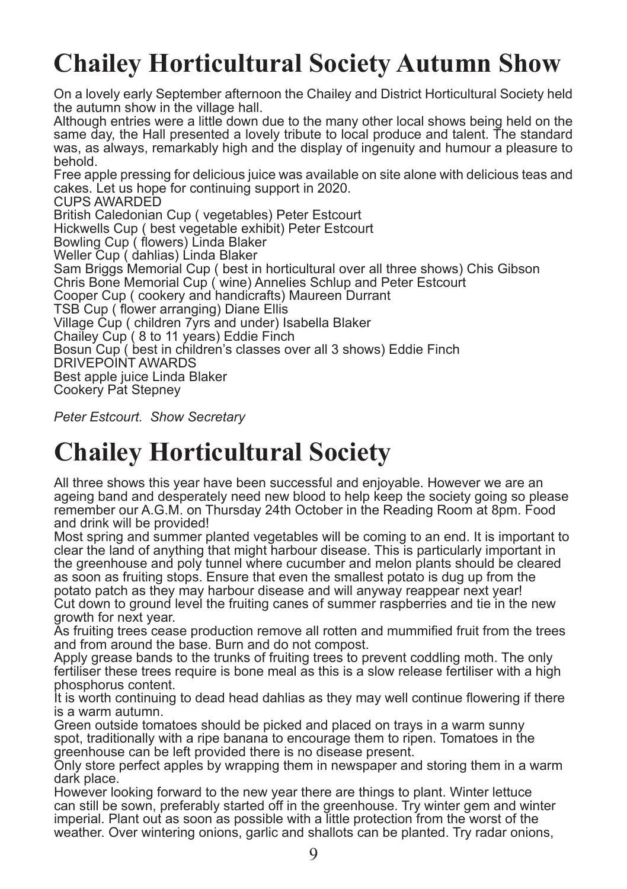# Chailey Horticultural Society Autumn Show

On a lovely early September afternoon the Chailey and District Horticultural Society held the autumn show in the village hall.

Although entries were a little down due to the many other local shows being held on the same day, the Hall presented a lovely tribute to local produce and talent. The standard was, as always, remarkably high and the display of ingenuity and humour a pleasure to behold.

Free apple pressing for delicious juice was available on site alone with delicious teas and cakes. Let us hope for continuing support in 2020.

CUPS AWARDED

British Caledonian Cup ( vegetables) Peter Estcourt
Hickwells Cup ( best vegetable exhibit) Peter Estcourt
Bowling Cup ( flowers) Linda Blaker
Weller Cup ( dahlias) Linda Blaker
Sam Briggs Memorial Cup ( best in horticultural over all three shows) Chis Gibson
Chris Bone Memorial Cup ( wine) Annelies Schlup and Peter Estcourt
Cooper Cup ( cookery and handicrafts) Maureen Durrant
TSB Cup ( flower arranging) Diane Ellis
Village Cup ( children 7yrs and under) Isabella Blaker
Chailey Cup ( 8 to 11 years) Eddie Finch
Bosun Cup ( best in children's classes over all 3 shows) Eddie Finch

DRIVEPOINT AWARDS

Best apple juice Linda Blaker
Cookery Pat Stepney

*Peter Estcourt. Show Secretary*

# Chailey Horticultural Society

All three shows this year have been successful and enjoyable. However we are an ageing band and desperately need new blood to help keep the society going so please remember our A.G.M. on Thursday 24th October in the Reading Room at 8pm. Food and drink will be provided!

Most spring and summer planted vegetables will be coming to an end. It is important to clear the land of anything that might harbour disease. This is particularly important in the greenhouse and poly tunnel where cucumber and melon plants should be cleared as soon as fruiting stops. Ensure that even the smallest potato is dug up from the potato patch as they may harbour disease and will anyway reappear next year!

Cut down to ground level the fruiting canes of summer raspberries and tie in the new growth for next year.

As fruiting trees cease production remove all rotten and mummified fruit from the trees and from around the base. Burn and do not compost.

Apply grease bands to the trunks of fruiting trees to prevent coddling moth. The only fertiliser these trees require is bone meal as this is a slow release fertiliser with a high phosphorus content.

It is worth continuing to dead head dahlias as they may well continue flowering if there is a warm autumn.

Green outside tomatoes should be picked and placed on trays in a warm sunny spot, traditionally with a ripe banana to encourage them to ripen. Tomatoes in the greenhouse can be left provided there is no disease present.

Only store perfect apples by wrapping them in newspaper and storing them in a warm dark place.

However looking forward to the new year there are things to plant. Winter lettuce can still be sown, preferably started off in the greenhouse. Try winter gem and winter imperial. Plant out as soon as possible with a little protection from the worst of the weather. Over wintering onions, garlic and shallots can be planted. Try radar onions,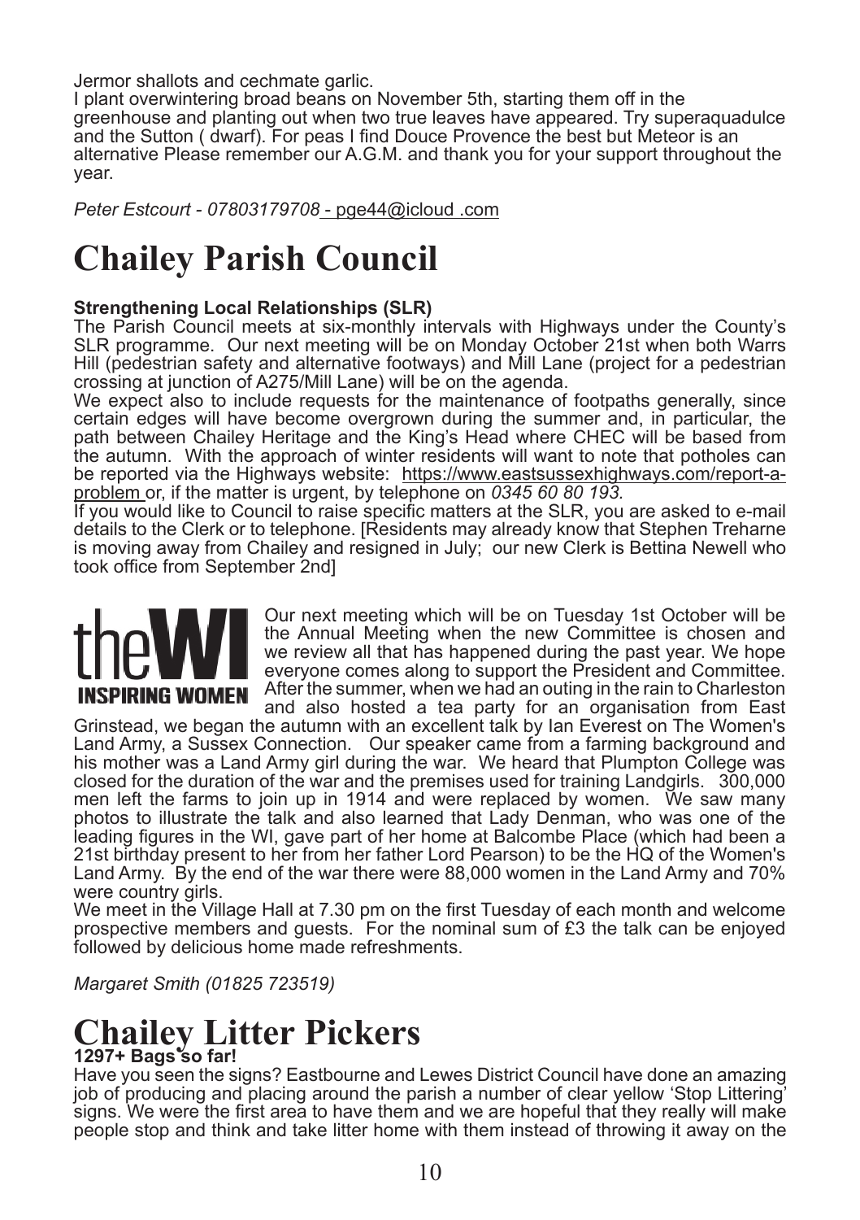Jermor shallots and cechmate garlic.

I plant overwintering broad beans on November 5th, starting them off in the greenhouse and planting out when two true leaves have appeared. Try superaquadulce and the Sutton ( dwarf). For peas I find Douce Provence the best but Meteor is an alternative Please remember our A.G.M. and thank you for your support throughout the year.

*Peter Estcourt - 07803179708* - pge44@icloud .com

# Chailey Parish Council

**Strengthening Local Relationships (SLR)**

The Parish Council meets at six-monthly intervals with Highways under the County's SLR programme. Our next meeting will be on Monday October 21st when both Warrs Hill (pedestrian safety and alternative footways) and Mill Lane (project for a pedestrian crossing at junction of A275/Mill Lane) will be on the agenda.

We expect also to include requests for the maintenance of footpaths generally, since certain edges will have become overgrown during the summer and, in particular, the path between Chailey Heritage and the King's Head where CHEC will be based from the autumn. With the approach of winter residents will want to note that potholes can be reported via the Highways website: https://www.eastsussexhighways.com/report-a-problem or, if the matter is urgent, by telephone on *0345 60 80 193.*

If you would like to Council to raise specific matters at the SLR, you are asked to e-mail details to the Clerk or to telephone. [Residents may already know that Stephen Treharne is moving away from Chailey and resigned in July; our new Clerk is Bettina Newell who took office from September 2nd]

**the WI**
**INSPIRING WOMEN**

Our next meeting which will be on Tuesday 1st October will be the Annual Meeting when the new Committee is chosen and we review all that has happened during the past year. We hope everyone comes along to support the President and Committee. After the summer, when we had an outing in the rain to Charleston and also hosted a tea party for an organisation from East Grinstead, we began the autumn with an excellent talk by Ian Everest on The Women's Land Army, a Sussex Connection. Our speaker came from a farming background and his mother was a Land Army girl during the war. We heard that Plumpton College was closed for the duration of the war and the premises used for training Landgirls. 300,000 men left the farms to join up in 1914 and were replaced by women. We saw many photos to illustrate the talk and also learned that Lady Denman, who was one of the leading figures in the WI, gave part of her home at Balcombe Place (which had been a 21st birthday present to her from her father Lord Pearson) to be the HQ of the Women's Land Army. By the end of the war there were 88,000 women in the Land Army and 70% were country girls.

We meet in the Village Hall at 7.30 pm on the first Tuesday of each month and welcome prospective members and guests. For the nominal sum of £3 the talk can be enjoyed followed by delicious home made refreshments.

*Margaret Smith (01825 723519)*

# Chailey Litter Pickers

**1297+ Bags so far!**

Have you seen the signs? Eastbourne and Lewes District Council have done an amazing job of producing and placing around the parish a number of clear yellow 'Stop Littering' signs. We were the first area to have them and we are hopeful that they really will make people stop and think and take litter home with them instead of throwing it away on the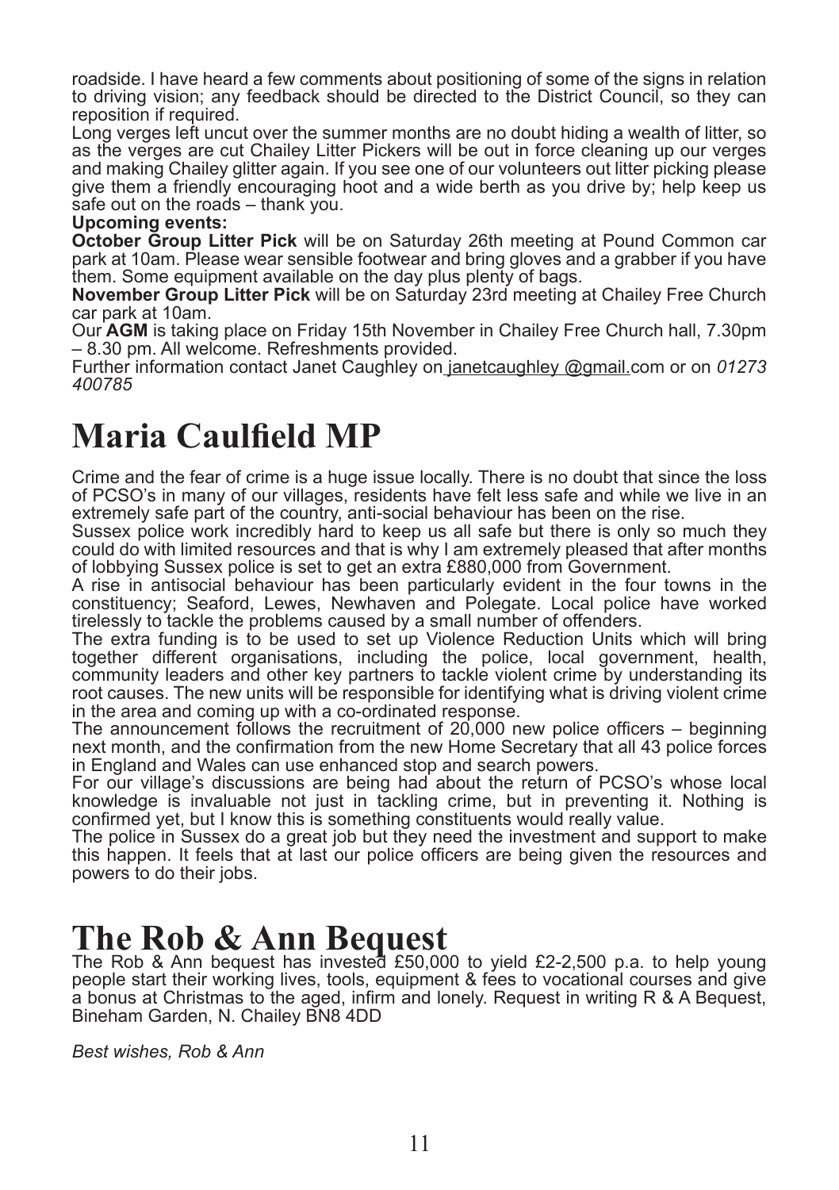roadside. I have heard a few comments about positioning of some of the signs in relation to driving vision; any feedback should be directed to the District Council, so they can reposition if required.

Long verges left uncut over the summer months are no doubt hiding a wealth of litter, so as the verges are cut Chailey Litter Pickers will be out in force cleaning up our verges and making Chailey glitter again. If you see one of our volunteers out litter picking please give them a friendly encouraging hoot and a wide berth as you drive by; help keep us safe out on the roads – thank you.

**Upcoming events:**

**October Group Litter Pick** will be on Saturday 26th meeting at Pound Common car park at 10am. Please wear sensible footwear and bring gloves and a grabber if you have them. Some equipment available on the day plus plenty of bags.

**November Group Litter Pick** will be on Saturday 23rd meeting at Chailey Free Church car park at 10am.

Our **AGM** is taking place on Friday 15th November in Chailey Free Church hall, 7.30pm – 8.30 pm. All welcome. Refreshments provided.

Further information contact Janet Caughley on janetcaughley @gmail.com or on *01273 400785*

# Maria Caulfield MP

Crime and the fear of crime is a huge issue locally. There is no doubt that since the loss of PCSO's in many of our villages, residents have felt less safe and while we live in an extremely safe part of the country, anti-social behaviour has been on the rise.

Sussex police work incredibly hard to keep us all safe but there is only so much they could do with limited resources and that is why I am extremely pleased that after months of lobbying Sussex police is set to get an extra £880,000 from Government.

A rise in antisocial behaviour has been particularly evident in the four towns in the constituency; Seaford, Lewes, Newhaven and Polegate. Local police have worked tirelessly to tackle the problems caused by a small number of offenders.

The extra funding is to be used to set up Violence Reduction Units which will bring together different organisations, including the police, local government, health, community leaders and other key partners to tackle violent crime by understanding its root causes. The new units will be responsible for identifying what is driving violent crime in the area and coming up with a co-ordinated response.

The announcement follows the recruitment of 20,000 new police officers – beginning next month, and the confirmation from the new Home Secretary that all 43 police forces in England and Wales can use enhanced stop and search powers.

For our village's discussions are being had about the return of PCSO's whose local knowledge is invaluable not just in tackling crime, but in preventing it. Nothing is confirmed yet, but I know this is something constituents would really value.

The police in Sussex do a great job but they need the investment and support to make this happen. It feels that at last our police officers are being given the resources and powers to do their jobs.

# The Rob & Ann Bequest

The Rob & Ann bequest has invested £50,000 to yield £2-2,500 p.a. to help young people start their working lives, tools, equipment & fees to vocational courses and give a bonus at Christmas to the aged, infirm and lonely. Request in writing R & A Bequest, Bineham Garden, N. Chailey BN8 4DD

*Best wishes, Rob & Ann*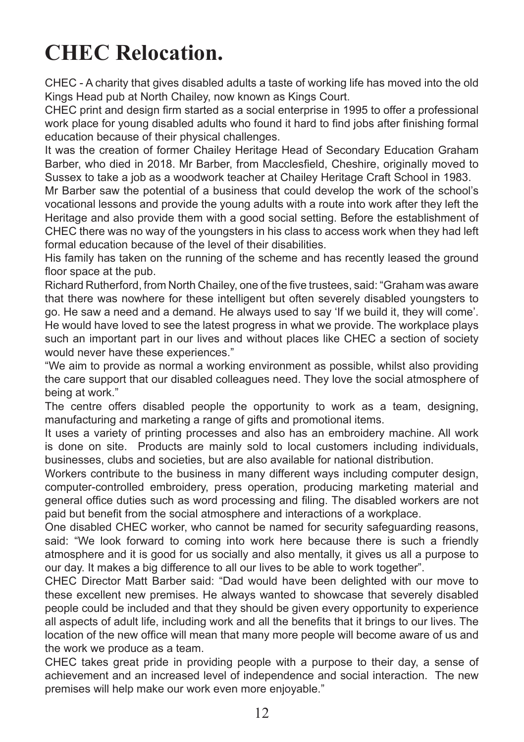# CHEC Relocation.

CHEC - A charity that gives disabled adults a taste of working life has moved into the old Kings Head pub at North Chailey, now known as Kings Court.

CHEC print and design firm started as a social enterprise in 1995 to offer a professional work place for young disabled adults who found it hard to find jobs after finishing formal education because of their physical challenges.

It was the creation of former Chailey Heritage Head of Secondary Education Graham Barber, who died in 2018. Mr Barber, from Macclesfield, Cheshire, originally moved to Sussex to take a job as a woodwork teacher at Chailey Heritage Craft School in 1983.

Mr Barber saw the potential of a business that could develop the work of the school's vocational lessons and provide the young adults with a route into work after they left the Heritage and also provide them with a good social setting. Before the establishment of CHEC there was no way of the youngsters in his class to access work when they had left formal education because of the level of their disabilities.

His family has taken on the running of the scheme and has recently leased the ground floor space at the pub.

Richard Rutherford, from North Chailey, one of the five trustees, said: "Graham was aware that there was nowhere for these intelligent but often severely disabled youngsters to go. He saw a need and a demand. He always used to say 'If we build it, they will come'. He would have loved to see the latest progress in what we provide. The workplace plays such an important part in our lives and without places like CHEC a section of society would never have these experiences."

"We aim to provide as normal a working environment as possible, whilst also providing the care support that our disabled colleagues need. They love the social atmosphere of being at work."

The centre offers disabled people the opportunity to work as a team, designing, manufacturing and marketing a range of gifts and promotional items.

It uses a variety of printing processes and also has an embroidery machine. All work is done on site. Products are mainly sold to local customers including individuals, businesses, clubs and societies, but are also available for national distribution.

Workers contribute to the business in many different ways including computer design, computer-controlled embroidery, press operation, producing marketing material and general office duties such as word processing and filing. The disabled workers are not paid but benefit from the social atmosphere and interactions of a workplace.

One disabled CHEC worker, who cannot be named for security safeguarding reasons, said: "We look forward to coming into work here because there is such a friendly atmosphere and it is good for us socially and also mentally, it gives us all a purpose to our day. It makes a big difference to all our lives to be able to work together".

CHEC Director Matt Barber said: "Dad would have been delighted with our move to these excellent new premises. He always wanted to showcase that severely disabled people could be included and that they should be given every opportunity to experience all aspects of adult life, including work and all the benefits that it brings to our lives. The location of the new office will mean that many more people will become aware of us and the work we produce as a team.

CHEC takes great pride in providing people with a purpose to their day, a sense of achievement and an increased level of independence and social interaction. The new premises will help make our work even more enjoyable."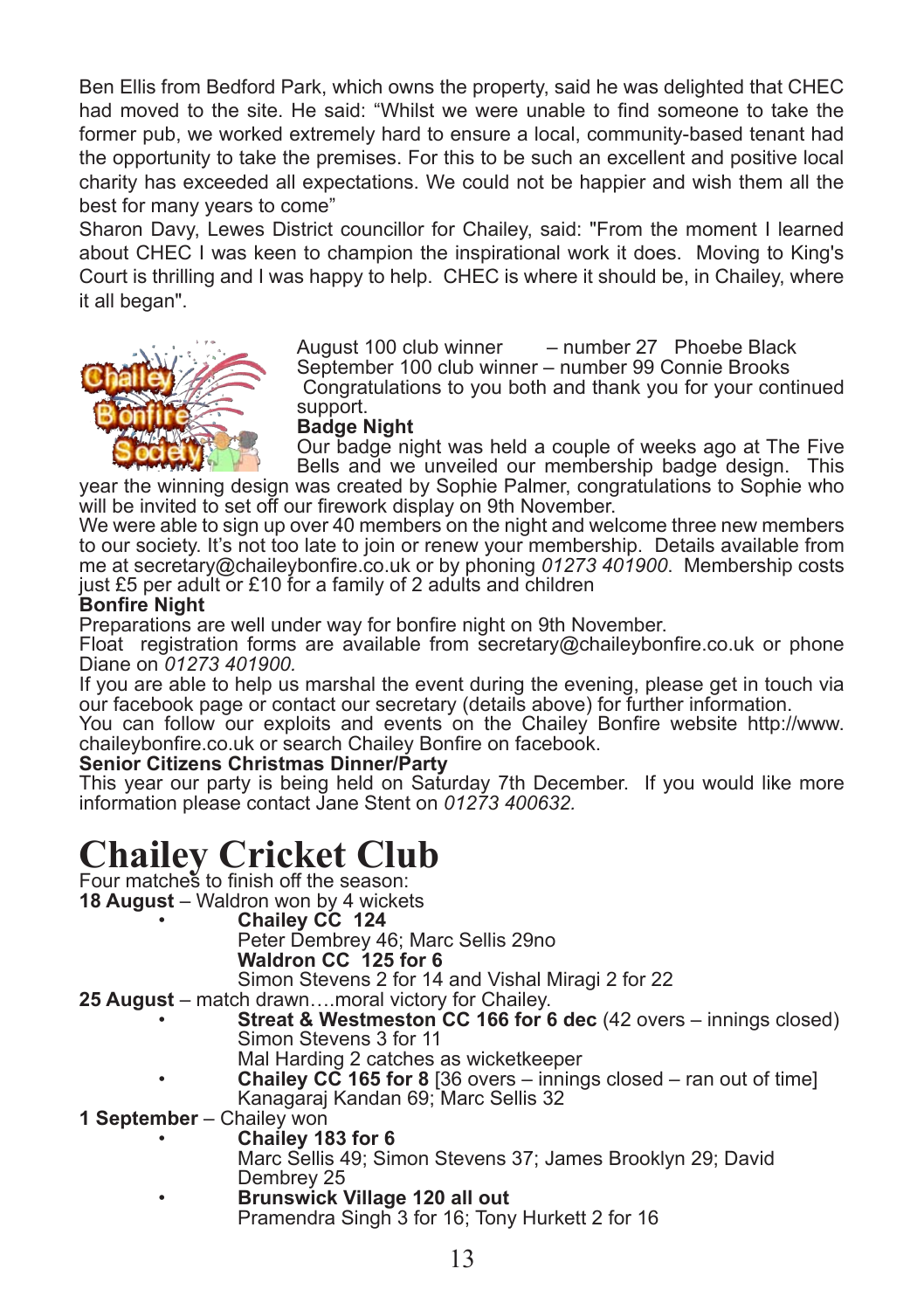Ben Ellis from Bedford Park, which owns the property, said he was delighted that CHEC had moved to the site. He said: "Whilst we were unable to find someone to take the former pub, we worked extremely hard to ensure a local, community-based tenant had the opportunity to take the premises. For this to be such an excellent and positive local charity has exceeded all expectations. We could not be happier and wish them all the best for many years to come"

Sharon Davy, Lewes District councillor for Chailey, said: "From the moment I learned about CHEC I was keen to champion the inspirational work it does. Moving to King's Court is thrilling and I was happy to help. CHEC is where it should be, in Chailey, where it all began".

August 100 club winner – number 27 Phoebe Black
September 100 club winner – number 99 Connie Brooks
Congratulations to you both and thank you for your continued support.

**Badge Night**

Our badge night was held a couple of weeks ago at The Five Bells and we unveiled our membership badge design. This year the winning design was created by Sophie Palmer, congratulations to Sophie who will be invited to set off our firework display on 9th November.

We were able to sign up over 40 members on the night and welcome three new members to our society. It's not too late to join or renew your membership. Details available from me at secretary@chaileybonfire.co.uk or by phoning *01273 401900*. Membership costs just £5 per adult or £10 for a family of 2 adults and children

**Bonfire Night**

Preparations are well under way for bonfire night on 9th November.

Float registration forms are available from secretary@chaileybonfire.co.uk or phone Diane on *01273 401900.*

If you are able to help us marshal the event during the evening, please get in touch via our facebook page or contact our secretary (details above) for further information.

You can follow our exploits and events on the Chailey Bonfire website http://www.chaileybonfire.co.uk or search Chailey Bonfire on facebook.

**Senior Citizens Christmas Dinner/Party**

This year our party is being held on Saturday 7th December. If you would like more information please contact Jane Stent on *01273 400632.*

# Chailey Cricket Club

Four matches to finish off the season:

**18 August** – Waldron won by 4 wickets

- **Chailey CC 124**
  Peter Dembrey 46; Marc Sellis 29no
  **Waldron CC 125 for 6**
  Simon Stevens 2 for 14 and Vishal Miragi 2 for 22

**25 August** – match drawn….moral victory for Chailey.

- **Streat & Westmeston CC 166 for 6 dec** (42 overs – innings closed)
  Simon Stevens 3 for 11
  Mal Harding 2 catches as wicketkeeper
- **Chailey CC 165 for 8** [36 overs – innings closed – ran out of time]
  Kanagaraj Kandan 69; Marc Sellis 32

**1 September** – Chailey won

- **Chailey 183 for 6**
  Marc Sellis 49; Simon Stevens 37; James Brooklyn 29; David Dembrey 25
- **Brunswick Village 120 all out**
  Pramendra Singh 3 for 16; Tony Hurkett 2 for 16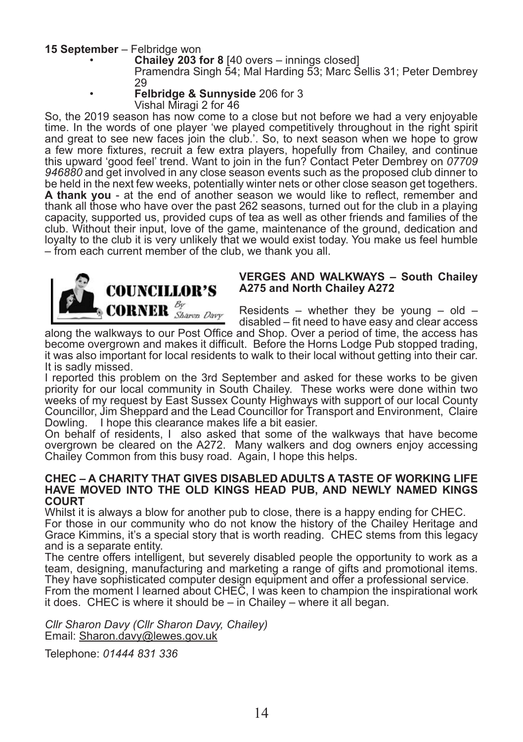**15 September** – Felbridge won

- **Chailey 203 for 8** [40 overs – innings closed]
  Pramendra Singh 54; Mal Harding 53; Marc Sellis 31; Peter Dembrey 29
- **Felbridge & Sunnyside** 206 for 3
  Vishal Miragi 2 for 46

So, the 2019 season has now come to a close but not before we had a very enjoyable time. In the words of one player 'we played competitively throughout in the right spirit and great to see new faces join the club.'. So, to next season when we hope to grow a few more fixtures, recruit a few extra players, hopefully from Chailey, and continue this upward 'good feel' trend. Want to join in the fun? Contact Peter Dembrey on *07709 946880* and get involved in any close season events such as the proposed club dinner to be held in the next few weeks, potentially winter nets or other close season get togethers.

**A thank you** - at the end of another season we would like to reflect, remember and thank all those who have over the past 262 seasons, turned out for the club in a playing capacity, supported us, provided cups of tea as well as other friends and families of the club. Without their input, love of the game, maintenance of the ground, dedication and loyalty to the club it is very unlikely that we would exist today. You make us feel humble – from each current member of the club, we thank you all.

## COUNCILLOR'S CORNER *By Sharon Davy*

### VERGES AND WALKWAYS – South Chailey A275 and North Chailey A272

Residents – whether they be young – old – disabled – fit need to have easy and clear access along the walkways to our Post Office and Shop. Over a period of time, the access has become overgrown and makes it difficult. Before the Horns Lodge Pub stopped trading, it was also important for local residents to walk to their local without getting into their car. It is sadly missed.

I reported this problem on the 3rd September and asked for these works to be given priority for our local community in South Chailey. These works were done within two weeks of my request by East Sussex County Highways with support of our local County Councillor, Jim Sheppard and the Lead Councillor for Transport and Environment, Claire Dowling. I hope this clearance makes life a bit easier.

On behalf of residents, I also asked that some of the walkways that have become overgrown be cleared on the A272. Many walkers and dog owners enjoy accessing Chailey Common from this busy road. Again, I hope this helps.

### CHEC – A CHARITY THAT GIVES DISABLED ADULTS A TASTE OF WORKING LIFE HAVE MOVED INTO THE OLD KINGS HEAD PUB, AND NEWLY NAMED KINGS COURT

Whilst it is always a blow for another pub to close, there is a happy ending for CHEC.

For those in our community who do not know the history of the Chailey Heritage and Grace Kimmins, it's a special story that is worth reading. CHEC stems from this legacy and is a separate entity.

The centre offers intelligent, but severely disabled people the opportunity to work as a team, designing, manufacturing and marketing a range of gifts and promotional items. They have sophisticated computer design equipment and offer a professional service.

From the moment I learned about CHEC, I was keen to champion the inspirational work it does. CHEC is where it should be – in Chailey – where it all began.

*Cllr Sharon Davy (Cllr Sharon Davy, Chailey)*
Email: Sharon.davy@lewes.gov.uk

Telephone: *01444 831 336*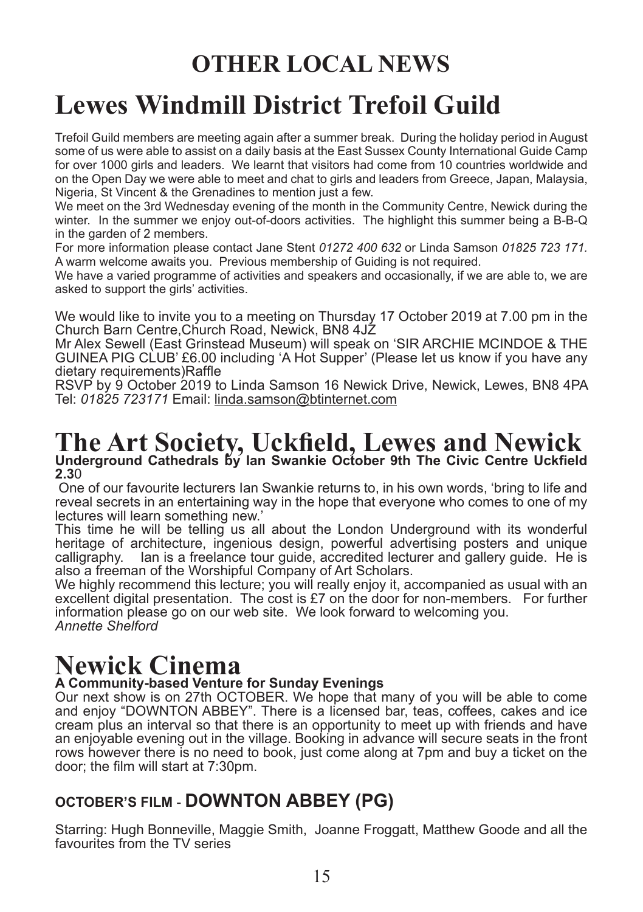# OTHER LOCAL NEWS

# Lewes Windmill District Trefoil Guild

Trefoil Guild members are meeting again after a summer break. During the holiday period in August some of us were able to assist on a daily basis at the East Sussex County International Guide Camp for over 1000 girls and leaders. We learnt that visitors had come from 10 countries worldwide and on the Open Day we were able to meet and chat to girls and leaders from Greece, Japan, Malaysia, Nigeria, St Vincent & the Grenadines to mention just a few.

We meet on the 3rd Wednesday evening of the month in the Community Centre, Newick during the winter. In the summer we enjoy out-of-doors activities. The highlight this summer being a B-B-Q in the garden of 2 members.

For more information please contact Jane Stent *01272 400 632* or Linda Samson *01825 723 171*. A warm welcome awaits you. Previous membership of Guiding is not required.

We have a varied programme of activities and speakers and occasionally, if we are able to, we are asked to support the girls' activities.

We would like to invite you to a meeting on Thursday 17 October 2019 at 7.00 pm in the Church Barn Centre,Church Road, Newick, BN8 4JZ

Mr Alex Sewell (East Grinstead Museum) will speak on 'SIR ARCHIE MCINDOE & THE GUINEA PIG CLUB' £6.00 including 'A Hot Supper' (Please let us know if you have any dietary requirements)Raffle

RSVP by 9 October 2019 to Linda Samson 16 Newick Drive, Newick, Lewes, BN8 4PA Tel: *01825 723171* Email: linda.samson@btinternet.com

# The Art Society, Uckfield, Lewes and Newick

**Underground Cathedrals by Ian Swankie October 9th The Civic Centre Uckfield 2.3**0

One of our favourite lecturers Ian Swankie returns to, in his own words, 'bring to life and reveal secrets in an entertaining way in the hope that everyone who comes to one of my lectures will learn something new.'

This time he will be telling us all about the London Underground with its wonderful heritage of architecture, ingenious design, powerful advertising posters and unique calligraphy. Ian is a freelance tour guide, accredited lecturer and gallery guide. He is also a freeman of the Worshipful Company of Art Scholars.

We highly recommend this lecture; you will really enjoy it, accompanied as usual with an excellent digital presentation. The cost is £7 on the door for non-members. For further information please go on our web site. We look forward to welcoming you.

*Annette Shelford*

# Newick Cinema

**A Community-based Venture for Sunday Evenings**

Our next show is on 27th OCTOBER. We hope that many of you will be able to come and enjoy "DOWNTON ABBEY". There is a licensed bar, teas, coffees, cakes and ice cream plus an interval so that there is an opportunity to meet up with friends and have an enjoyable evening out in the village. Booking in advance will secure seats in the front rows however there is no need to book, just come along at 7pm and buy a ticket on the door; the film will start at 7:30pm.

## OCTOBER'S FILM - DOWNTON ABBEY (PG)

Starring: Hugh Bonneville, Maggie Smith, Joanne Froggatt, Matthew Goode and all the favourites from the TV series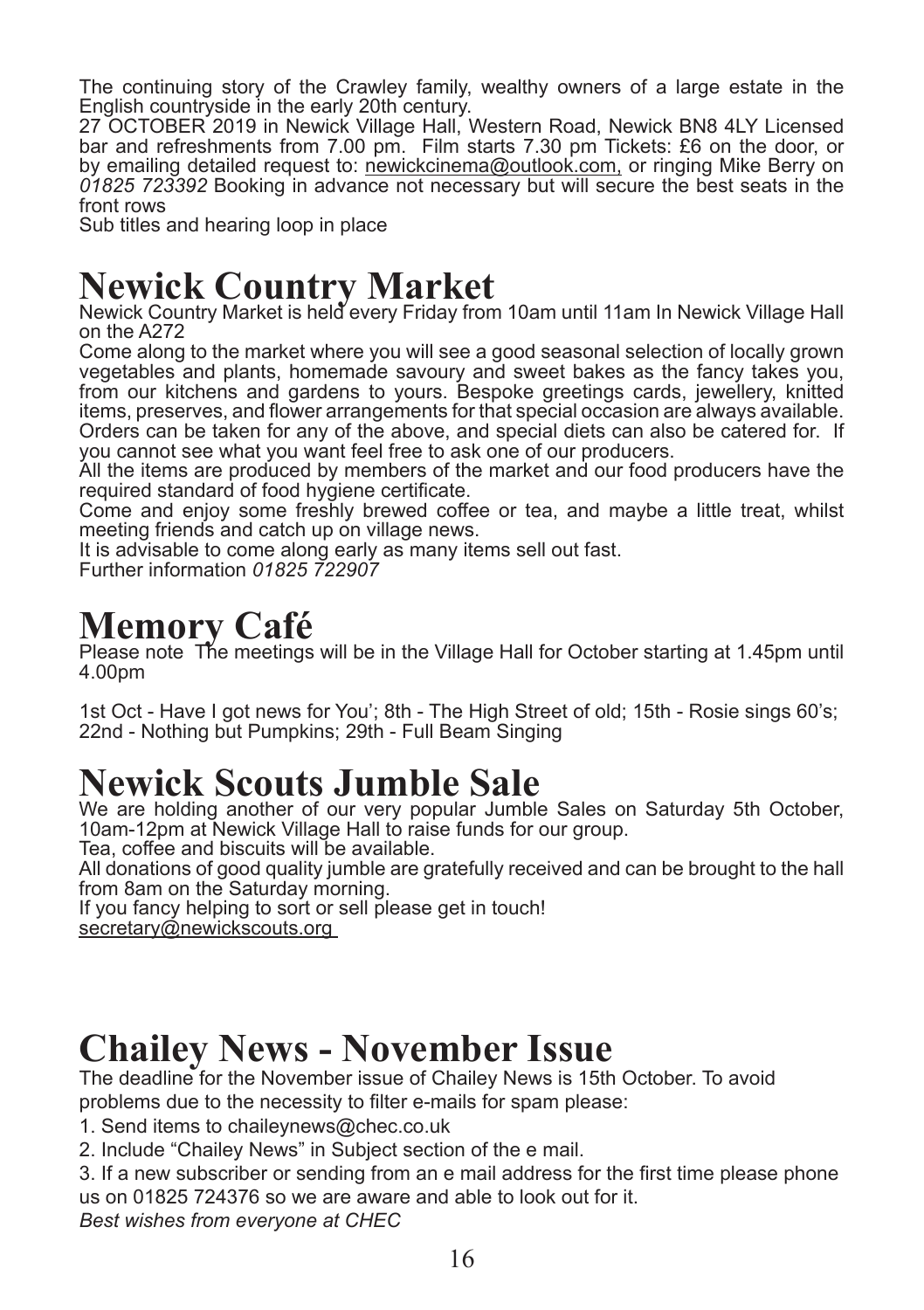The continuing story of the Crawley family, wealthy owners of a large estate in the English countryside in the early 20th century.

27 OCTOBER 2019 in Newick Village Hall, Western Road, Newick BN8 4LY Licensed bar and refreshments from 7.00 pm. Film starts 7.30 pm Tickets: £6 on the door, or by emailing detailed request to: newickcinema@outlook.com, or ringing Mike Berry on *01825 723392* Booking in advance not necessary but will secure the best seats in the front rows

Sub titles and hearing loop in place

# Newick Country Market

Newick Country Market is held every Friday from 10am until 11am In Newick Village Hall on the A272

Come along to the market where you will see a good seasonal selection of locally grown vegetables and plants, homemade savoury and sweet bakes as the fancy takes you, from our kitchens and gardens to yours. Bespoke greetings cards, jewellery, knitted items, preserves, and flower arrangements for that special occasion are always available. Orders can be taken for any of the above, and special diets can also be catered for. If you cannot see what you want feel free to ask one of our producers.

All the items are produced by members of the market and our food producers have the required standard of food hygiene certificate.

Come and enjoy some freshly brewed coffee or tea, and maybe a little treat, whilst meeting friends and catch up on village news.

It is advisable to come along early as many items sell out fast.

Further information *01825 722907*

# Memory Café

Please note The meetings will be in the Village Hall for October starting at 1.45pm until 4.00pm

1st Oct - Have I got news for You'; 8th - The High Street of old; 15th - Rosie sings 60's; 22nd - Nothing but Pumpkins; 29th - Full Beam Singing

# Newick Scouts Jumble Sale

We are holding another of our very popular Jumble Sales on Saturday 5th October, 10am-12pm at Newick Village Hall to raise funds for our group.

Tea, coffee and biscuits will be available.

All donations of good quality jumble are gratefully received and can be brought to the hall from 8am on the Saturday morning.

If you fancy helping to sort or sell please get in touch!

secretary@newickscouts.org

# Chailey News - November Issue

The deadline for the November issue of Chailey News is 15th October. To avoid problems due to the necessity to filter e-mails for spam please:

1. Send items to chaileynews@chec.co.uk
2. Include "Chailey News" in Subject section of the e mail.
3. If a new subscriber or sending from an e mail address for the first time please phone us on 01825 724376 so we are aware and able to look out for it.

*Best wishes from everyone at CHEC*